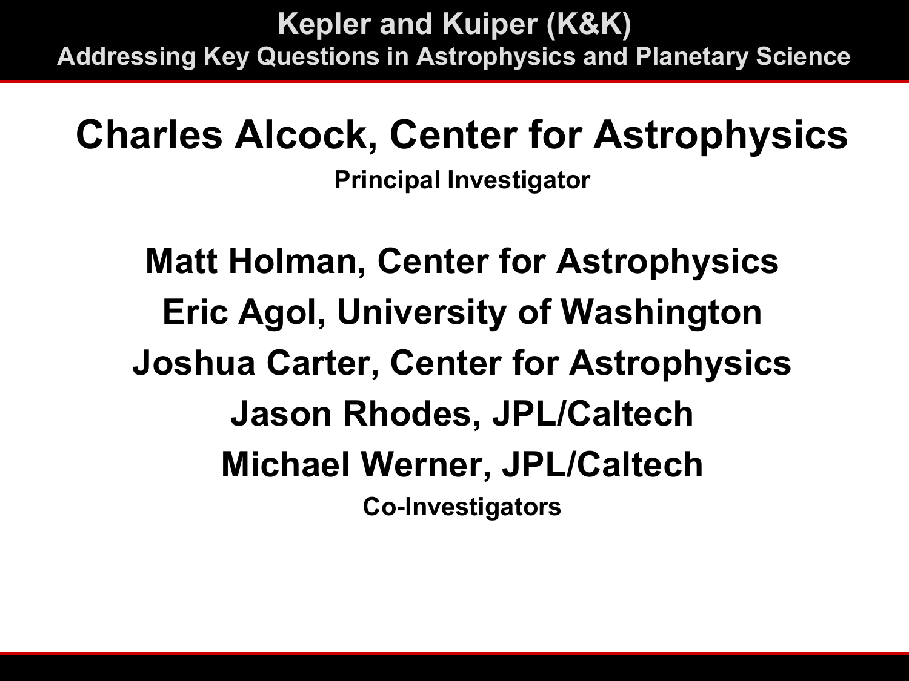# Kepler and Kuiper (K&K)

## Addressing Key Questions in Astrophysics and Planetary Science

**Charles Alcock, Center for Astrophysics**

**Principal Investigator**

**Matt Holman, Center for Astrophysics**

**Eric Agol, University of Washington**

**Joshua Carter, Center for Astrophysics**

**Jason Rhodes, JPL/Caltech**

**Michael Werner, JPL/Caltech**

**Co-Investigators**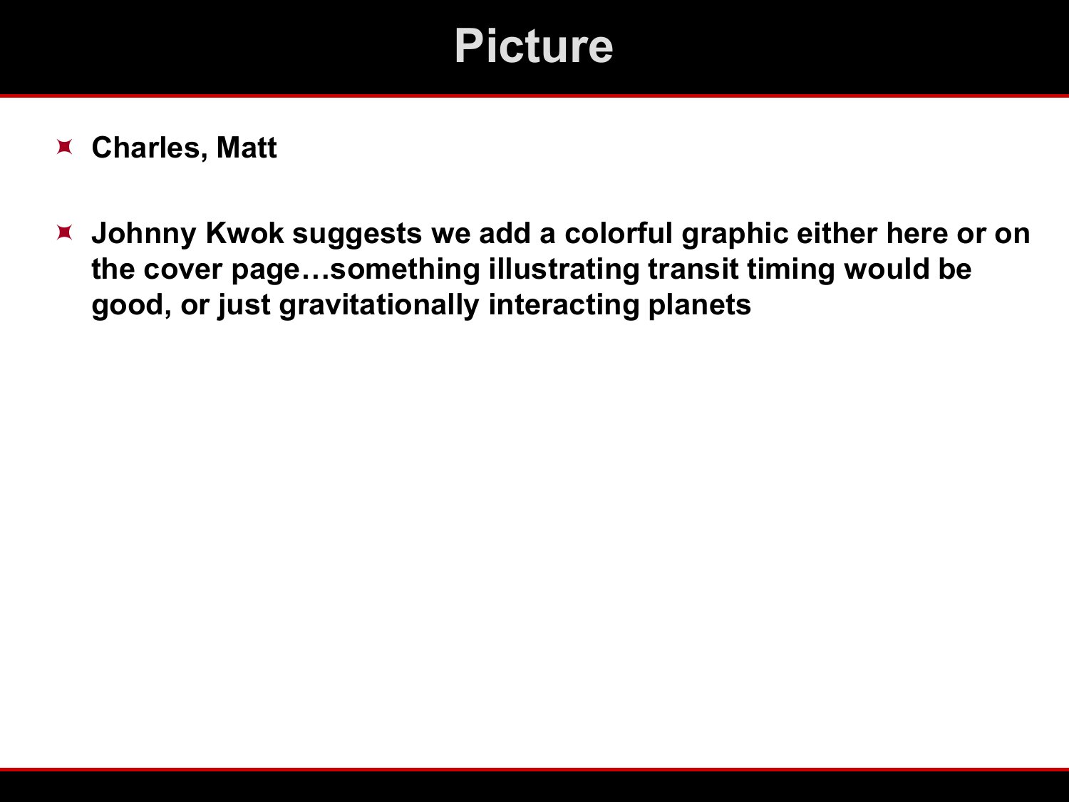# Picture

- **Charles, Matt**

- **Johnny Kwok suggests we add a colorful graphic either here or on the cover page…something illustrating transit timing would be good, or just gravitationally interacting planets**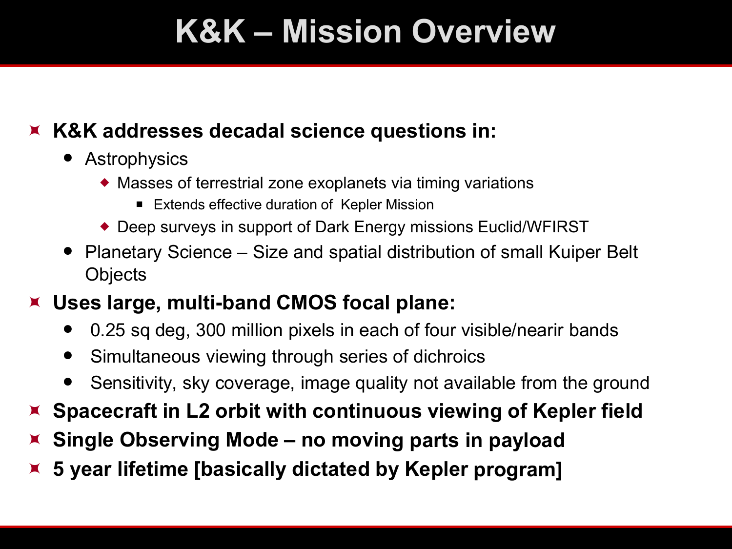# K&K – Mission Overview

- **K&K addresses decadal science questions in:**
  - Astrophysics
    - Masses of terrestrial zone exoplanets via timing variations
      - Extends effective duration of Kepler Mission
    - Deep surveys in support of Dark Energy missions Euclid/WFIRST
  - Planetary Science – Size and spatial distribution of small Kuiper Belt Objects
- **Uses large, multi-band CMOS focal plane:**
  - 0.25 sq deg, 300 million pixels in each of four visible/nearir bands
  - Simultaneous viewing through series of dichroics
  - Sensitivity, sky coverage, image quality not available from the ground
- **Spacecraft in L2 orbit with continuous viewing of Kepler field**
- **Single Observing Mode – no moving parts in payload**
- **5 year lifetime [basically dictated by Kepler program]**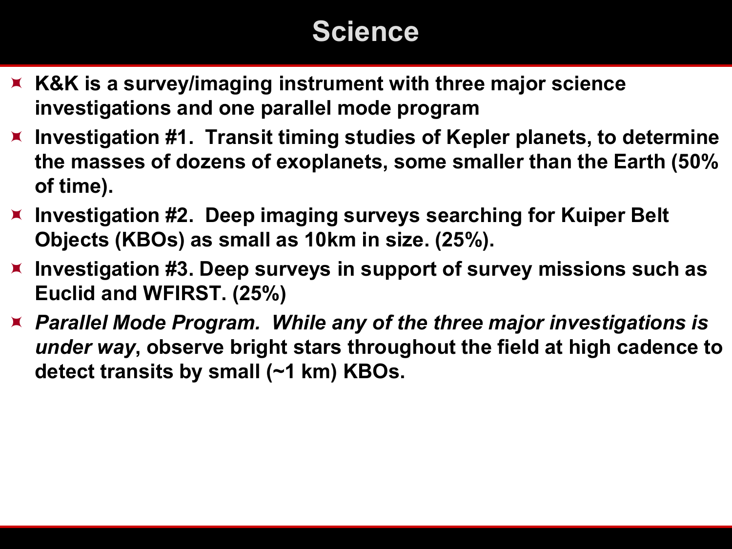# Science

- **K&K is a survey/imaging instrument with three major science investigations and one parallel mode program**
- **Investigation #1. Transit timing studies of Kepler planets, to determine the masses of dozens of exoplanets, some smaller than the Earth (50% of time).**
- **Investigation #2. Deep imaging surveys searching for Kuiper Belt Objects (KBOs) as small as 10km in size. (25%).**
- **Investigation #3. Deep surveys in support of survey missions such as Euclid and WFIRST. (25%)**
- ***Parallel Mode Program. While any of the three major investigations is under way*, observe bright stars throughout the field at high cadence to detect transits by small (~1 km) KBOs.**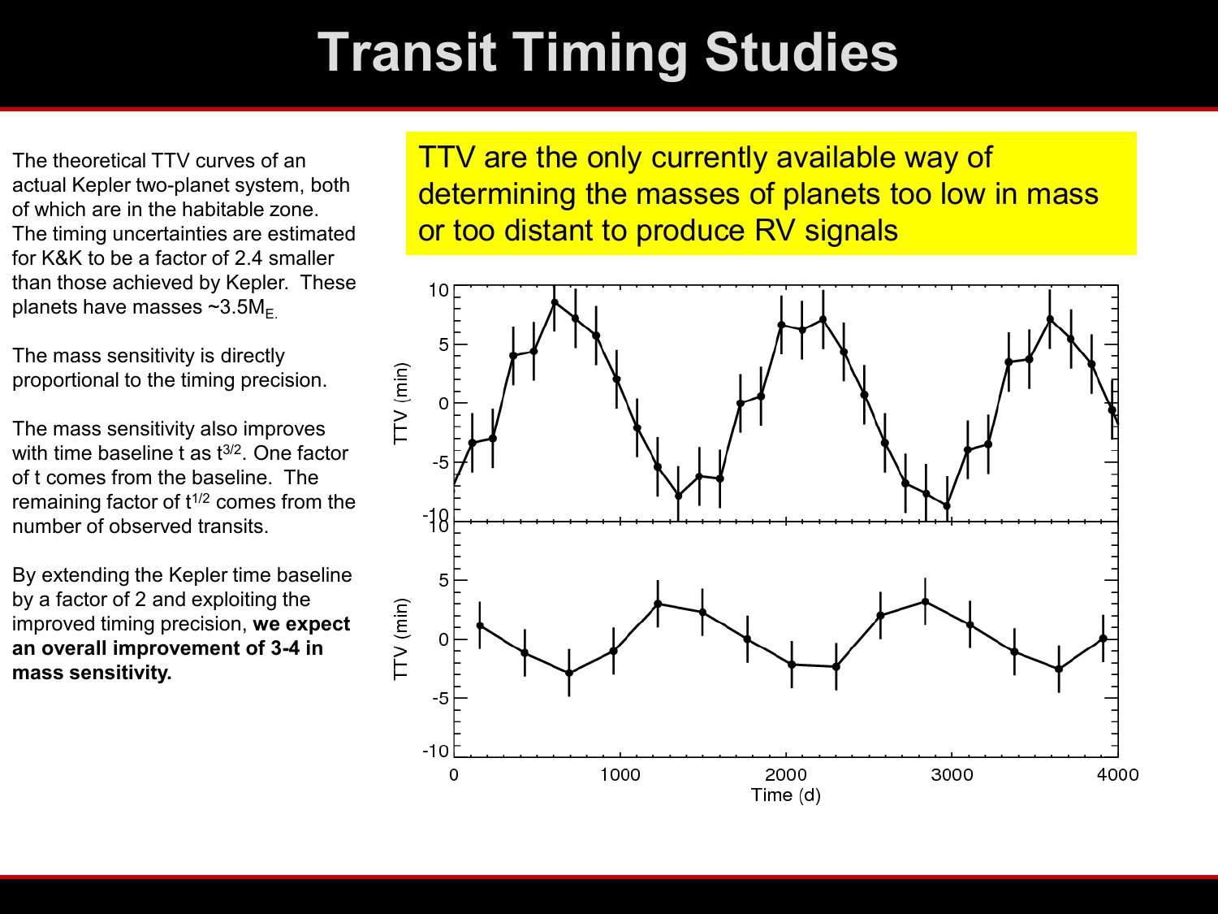# Transit Timing Studies

The theoretical TTV curves of an actual Kepler two-planet system, both of which are in the habitable zone. The timing uncertainties are estimated for K&K to be a factor of 2.4 smaller than those achieved by Kepler. These planets have masses ~$3.5M_{E.}$

The mass sensitivity is directly proportional to the timing precision.

The mass sensitivity also improves with time baseline t as $t^{3/2}$. One factor of t comes from the baseline. The remaining factor of $t^{1/2}$ comes from the number of observed transits.

By extending the Kepler time baseline by a factor of 2 and exploiting the improved timing precision, **we expect an overall improvement of 3-4 in mass sensitivity.**

TTV are the only currently available way of determining the masses of planets too low in mass or too distant to produce RV signals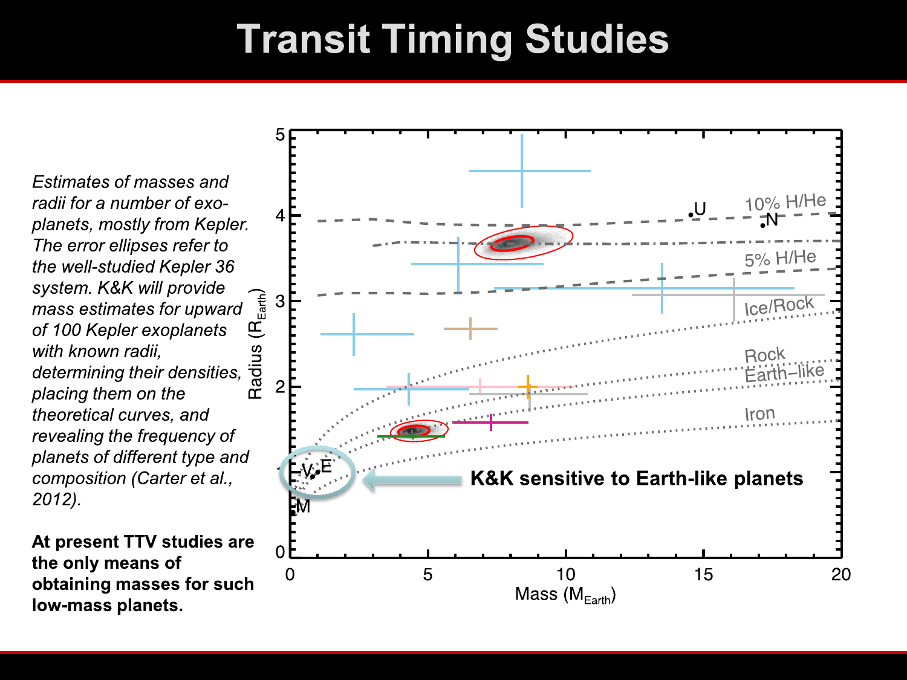# Transit Timing Studies

*Estimates of masses and radii for a number of exo-planets, mostly from Kepler. The error ellipses refer to the well-studied Kepler 36 system. K&K will provide mass estimates for upward of 100 Kepler exoplanets with known radii, determining their densities, placing them on the theoretical curves, and revealing the frequency of planets of different type and composition (Carter et al., 2012).*

**At present TTV studies are the only means of obtaining masses for such low-mass planets.**

**K&K sensitive to Earth-like planets**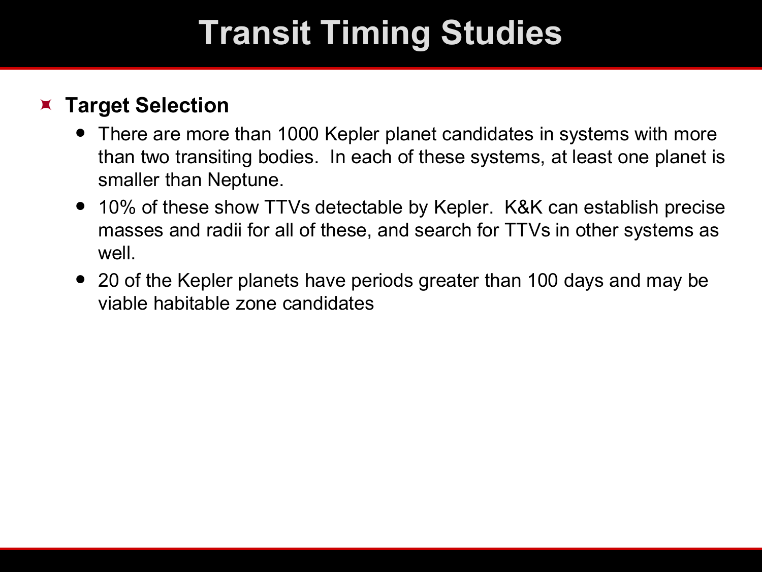# Transit Timing Studies

- **Target Selection**
  - There are more than 1000 Kepler planet candidates in systems with more than two transiting bodies. In each of these systems, at least one planet is smaller than Neptune.
  - 10% of these show TTVs detectable by Kepler. K&K can establish precise masses and radii for all of these, and search for TTVs in other systems as well.
  - 20 of the Kepler planets have periods greater than 100 days and may be viable habitable zone candidates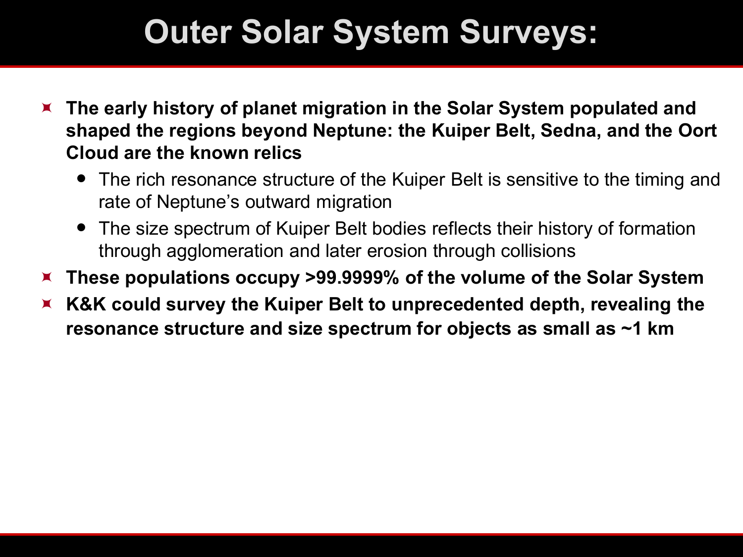# Outer Solar System Surveys:

- **The early history of planet migration in the Solar System populated and shaped the regions beyond Neptune: the Kuiper Belt, Sedna, and the Oort Cloud are the known relics**
  - The rich resonance structure of the Kuiper Belt is sensitive to the timing and rate of Neptune's outward migration
  - The size spectrum of Kuiper Belt bodies reflects their history of formation through agglomeration and later erosion through collisions
- **These populations occupy >99.9999% of the volume of the Solar System**
- **K&K could survey the Kuiper Belt to unprecedented depth, revealing the resonance structure and size spectrum for objects as small as ~1 km**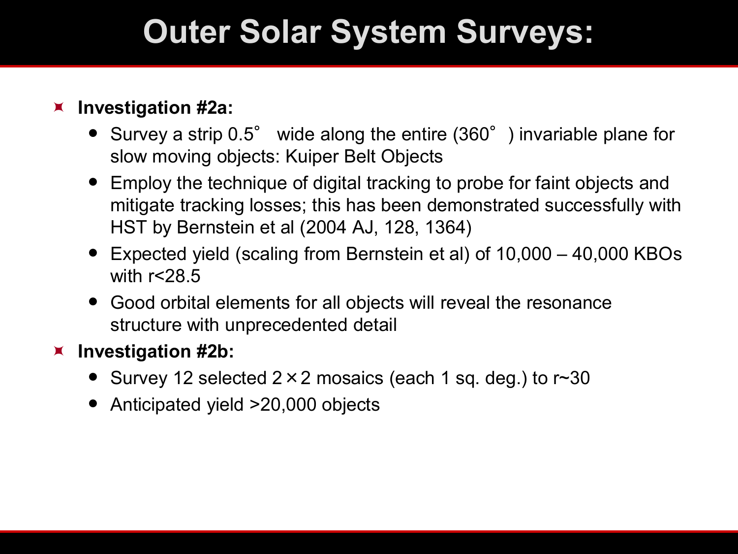# Outer Solar System Surveys:

- **Investigation #2a:**
  - Survey a strip 0.5° wide along the entire (360°) invariable plane for slow moving objects: Kuiper Belt Objects
  - Employ the technique of digital tracking to probe for faint objects and mitigate tracking losses; this has been demonstrated successfully with HST by Bernstein et al (2004 AJ, 128, 1364)
  - Expected yield (scaling from Bernstein et al) of 10,000 – 40,000 KBOs with $r<28.5$
  - Good orbital elements for all objects will reveal the resonance structure with unprecedented detail
- **Investigation #2b:**
  - Survey 12 selected $2 \times 2$ mosaics (each 1 sq. deg.) to $r \sim 30$
  - Anticipated yield >20,000 objects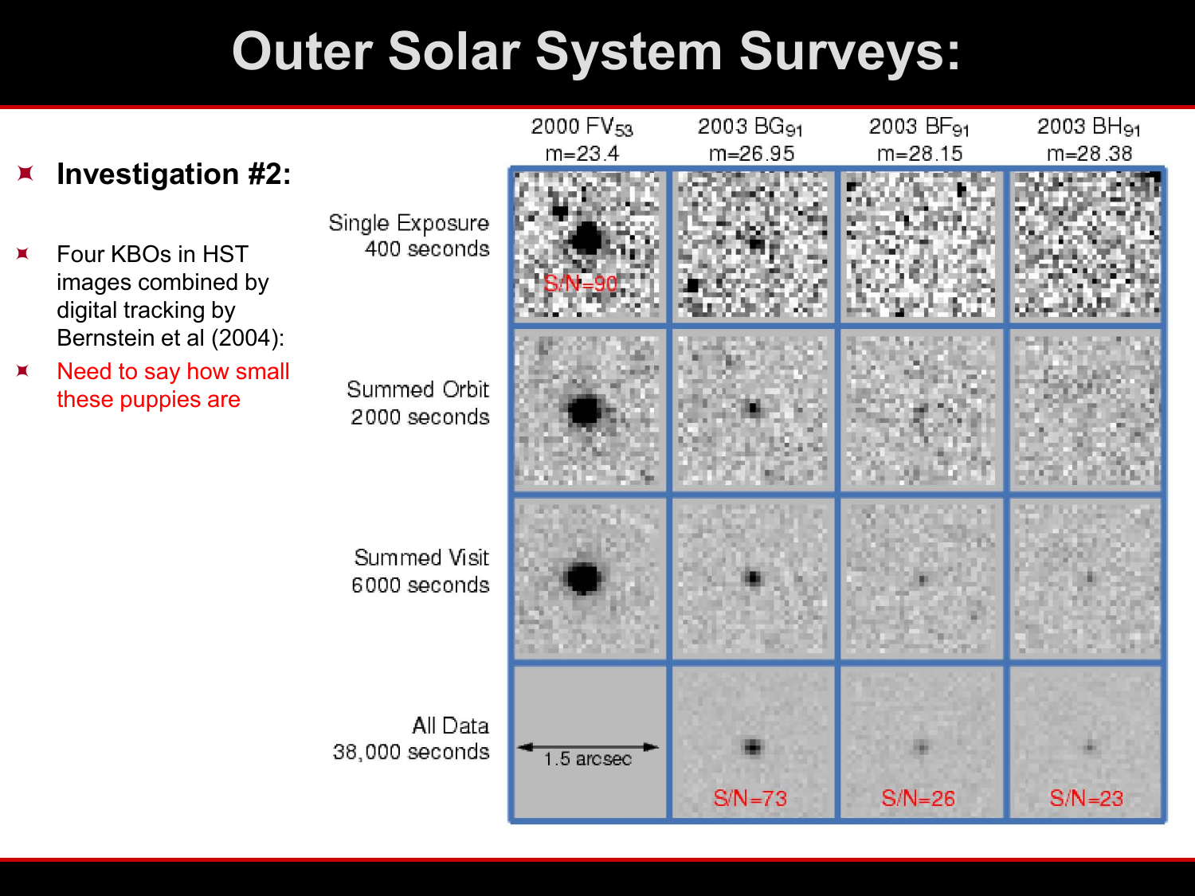# Outer Solar System Surveys:

- **Investigation #2:**

- Four KBOs in HST images combined by digital tracking by Bernstein et al (2004):
- Need to say how small these puppies are

| | 2000 $FV_{53}$ m=23.4 | 2003 $BG_{91}$ m=26.95 | 2003 $BF_{91}$ m=28.15 | 2003 $BH_{91}$ m=28.38 |
|---|---|---|---|---|
| Single Exposure 400 seconds | S/N=90 | | | |
| Summed Orbit 2000 seconds | | | | |
| Summed Visit 6000 seconds | | | | |
| All Data 38,000 seconds | 1.5 arcsec | S/N=73 | S/N=26 | S/N=23 |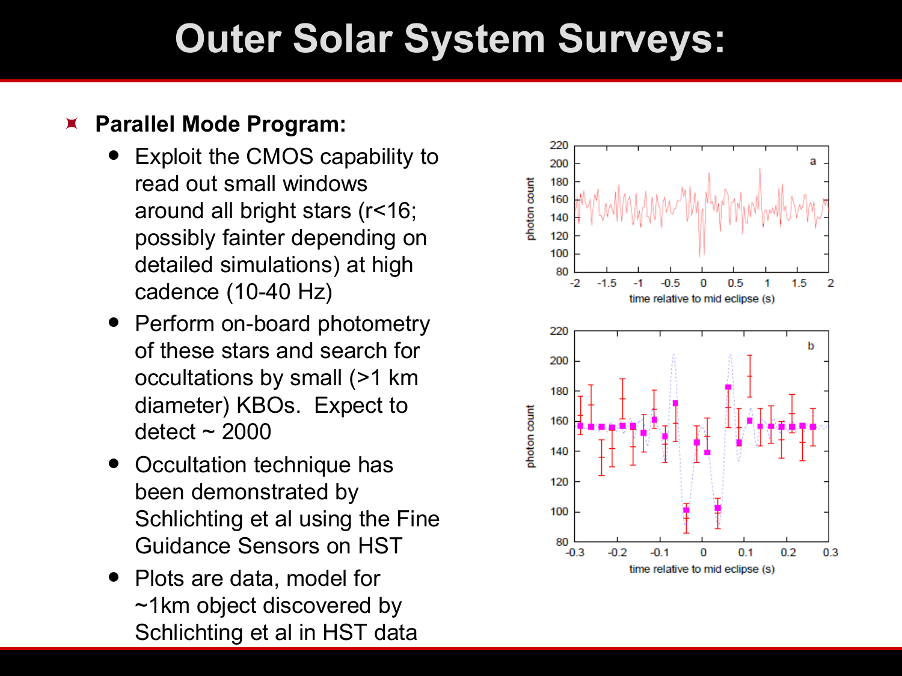# Outer Solar System Surveys:

- **Parallel Mode Program:**
  - Exploit the CMOS capability to read out small windows around all bright stars (r<16; possibly fainter depending on detailed simulations) at high cadence (10-40 Hz)
  - Perform on-board photometry of these stars and search for occultations by small (>1 km diameter) KBOs. Expect to detect ~ 2000
  - Occultation technique has been demonstrated by Schlichting et al using the Fine Guidance Sensors on HST
  - Plots are data, model for ~1km object discovered by Schlichting et al in HST data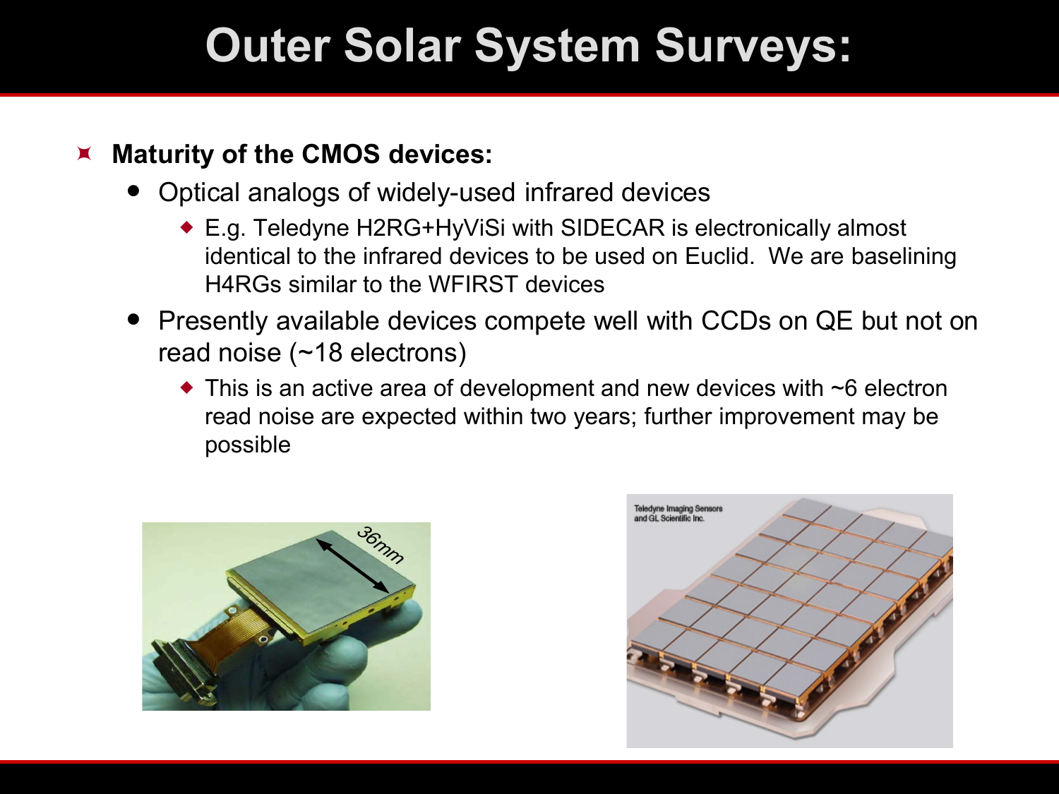# Outer Solar System Surveys:

- **Maturity of the CMOS devices:**
  - Optical analogs of widely-used infrared devices
    - E.g. Teledyne H2RG+HyViSi with SIDECAR is electronically almost identical to the infrared devices to be used on Euclid. We are baselining H4RGs similar to the WFIRST devices
  - Presently available devices compete well with CCDs on QE but not on read noise (~18 electrons)
    - This is an active area of development and new devices with ~6 electron read noise are expected within two years; further improvement may be possible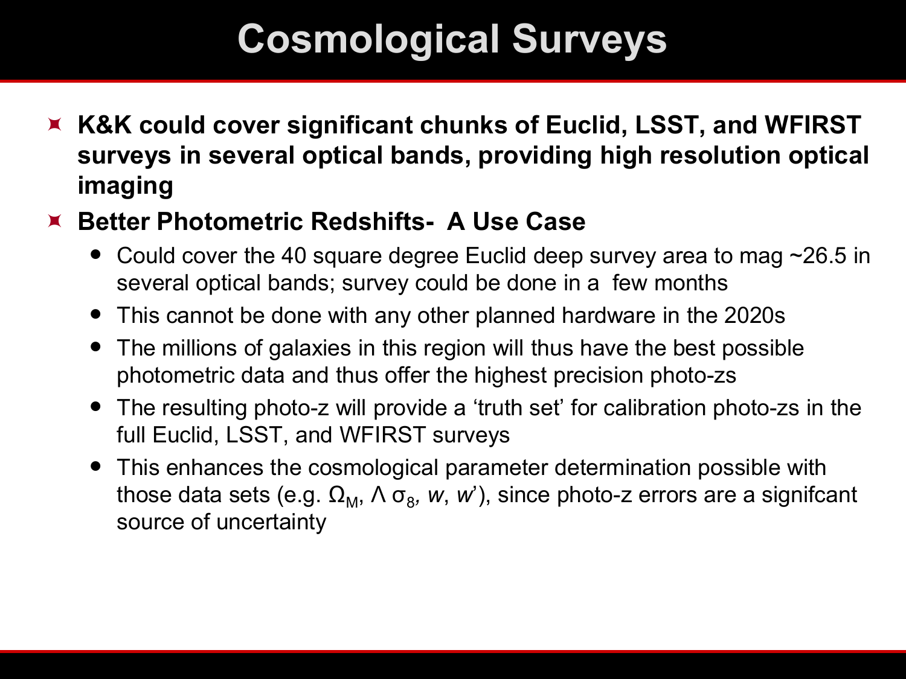# Cosmological Surveys

- **K&K could cover significant chunks of Euclid, LSST, and WFIRST surveys in several optical bands, providing high resolution optical imaging**
- **Better Photometric Redshifts- A Use Case**
  - Could cover the 40 square degree Euclid deep survey area to mag ~26.5 in several optical bands; survey could be done in a few months
  - This cannot be done with any other planned hardware in the 2020s
  - The millions of galaxies in this region will thus have the best possible photometric data and thus offer the highest precision photo-zs
  - The resulting photo-z will provide a 'truth set' for calibration photo-zs in the full Euclid, LSST, and WFIRST surveys
  - This enhances the cosmological parameter determination possible with those data sets (e.g. $\Omega_M$, $\Lambda$ $\sigma_8$, $w$, $w'$), since photo-z errors are a signifcant source of uncertainty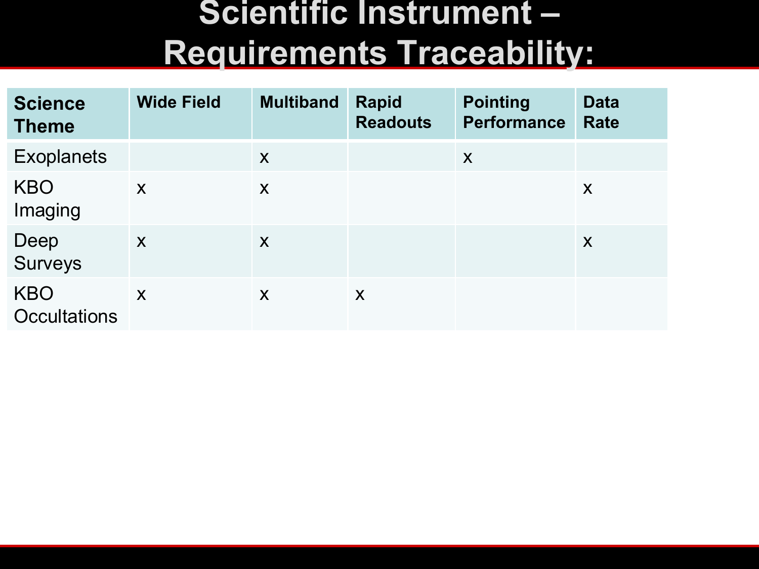# Scientific Instrument – Requirements Traceability:

| Science Theme | Wide Field | Multiband | Rapid Readouts | Pointing Performance | Data Rate |
|---|---|---|---|---|---|
| Exoplanets | | x | | x | |
| KBO Imaging | x | x | | | x |
| Deep Surveys | x | x | | | x |
| KBO Occultations | x | x | x | | |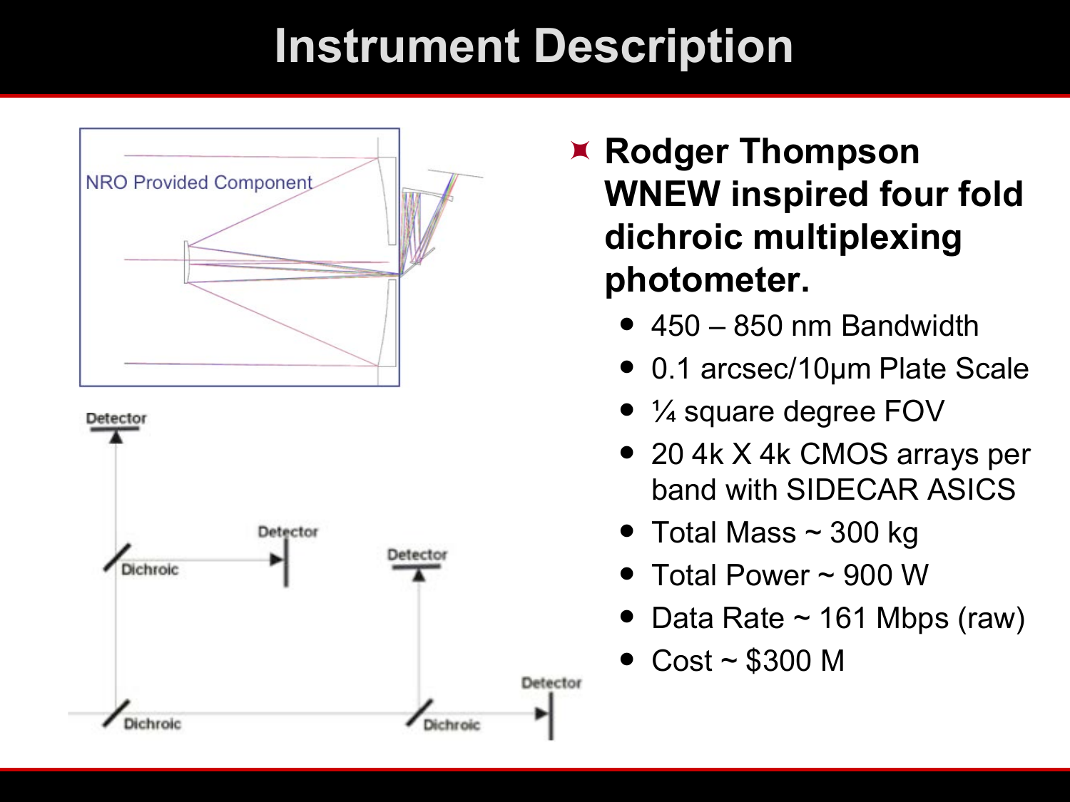# Instrument Description

- **Rodger Thompson WNEW inspired four fold dichroic multiplexing photometer.**
  - 450 – 850 nm Bandwidth
  - 0.1 arcsec/10µm Plate Scale
  - ¼ square degree FOV
  - 20 4k X 4k CMOS arrays per band with SIDECAR ASICS
  - Total Mass ~ 300 kg
  - Total Power ~ 900 W
  - Data Rate ~ 161 Mbps (raw)
  - Cost ~ $300 M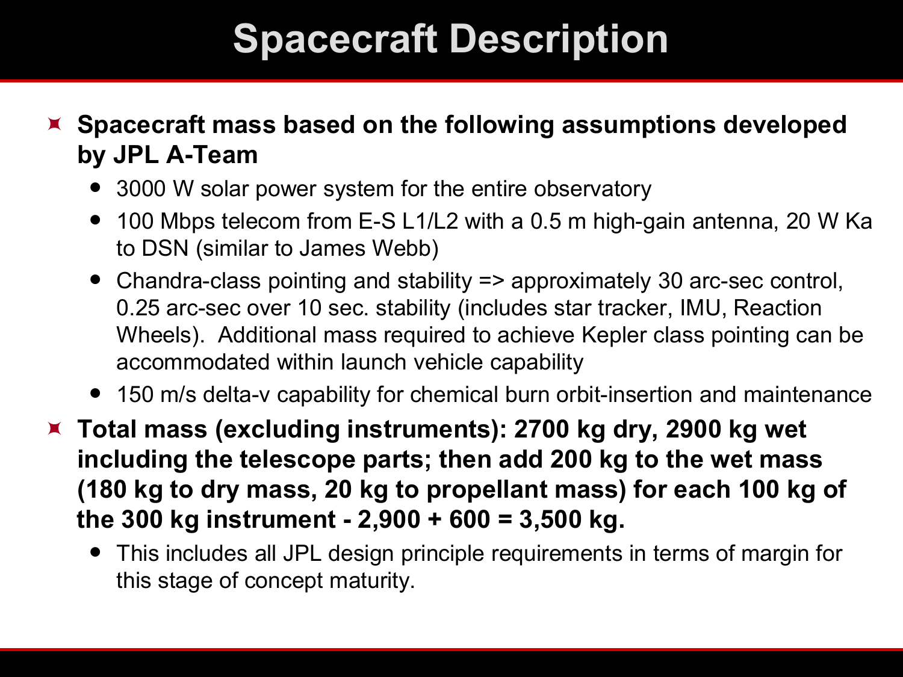# Spacecraft Description

- **Spacecraft mass based on the following assumptions developed by JPL A-Team**
  - 3000 W solar power system for the entire observatory
  - 100 Mbps telecom from E-S L1/L2 with a 0.5 m high-gain antenna, 20 W Ka to DSN (similar to James Webb)
  - Chandra-class pointing and stability => approximately 30 arc-sec control, 0.25 arc-sec over 10 sec. stability (includes star tracker, IMU, Reaction Wheels). Additional mass required to achieve Kepler class pointing can be accommodated within launch vehicle capability
  - 150 m/s delta-v capability for chemical burn orbit-insertion and maintenance
- **Total mass (excluding instruments): 2700 kg dry, 2900 kg wet including the telescope parts; then add 200 kg to the wet mass (180 kg to dry mass, 20 kg to propellant mass) for each 100 kg of the 300 kg instrument - 2,900 + 600 = 3,500 kg.**
  - This includes all JPL design principle requirements in terms of margin for this stage of concept maturity.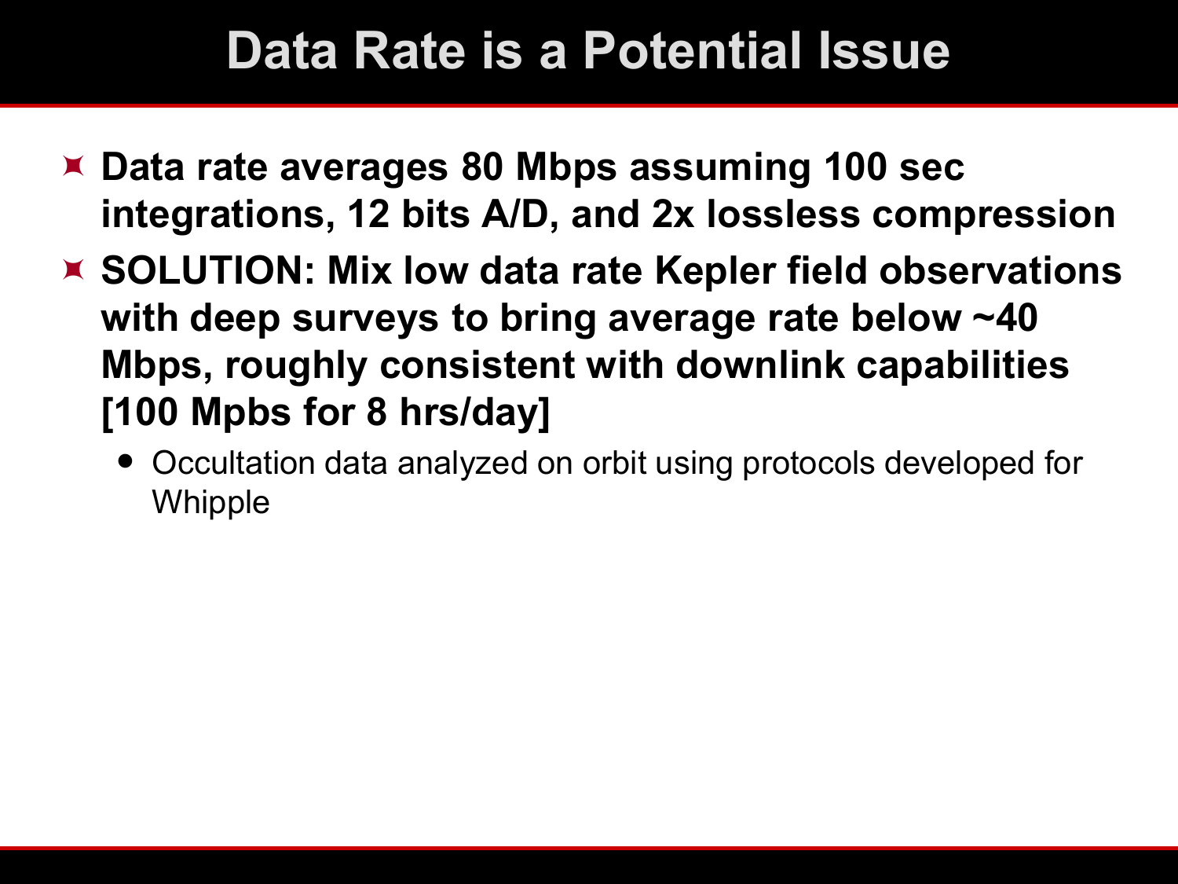# Data Rate is a Potential Issue

- **Data rate averages 80 Mbps assuming 100 sec integrations, 12 bits A/D, and 2x lossless compression**
- **SOLUTION: Mix low data rate Kepler field observations with deep surveys to bring average rate below ~40 Mbps, roughly consistent with downlink capabilities [100 Mpbs for 8 hrs/day]**
  - Occultation data analyzed on orbit using protocols developed for Whipple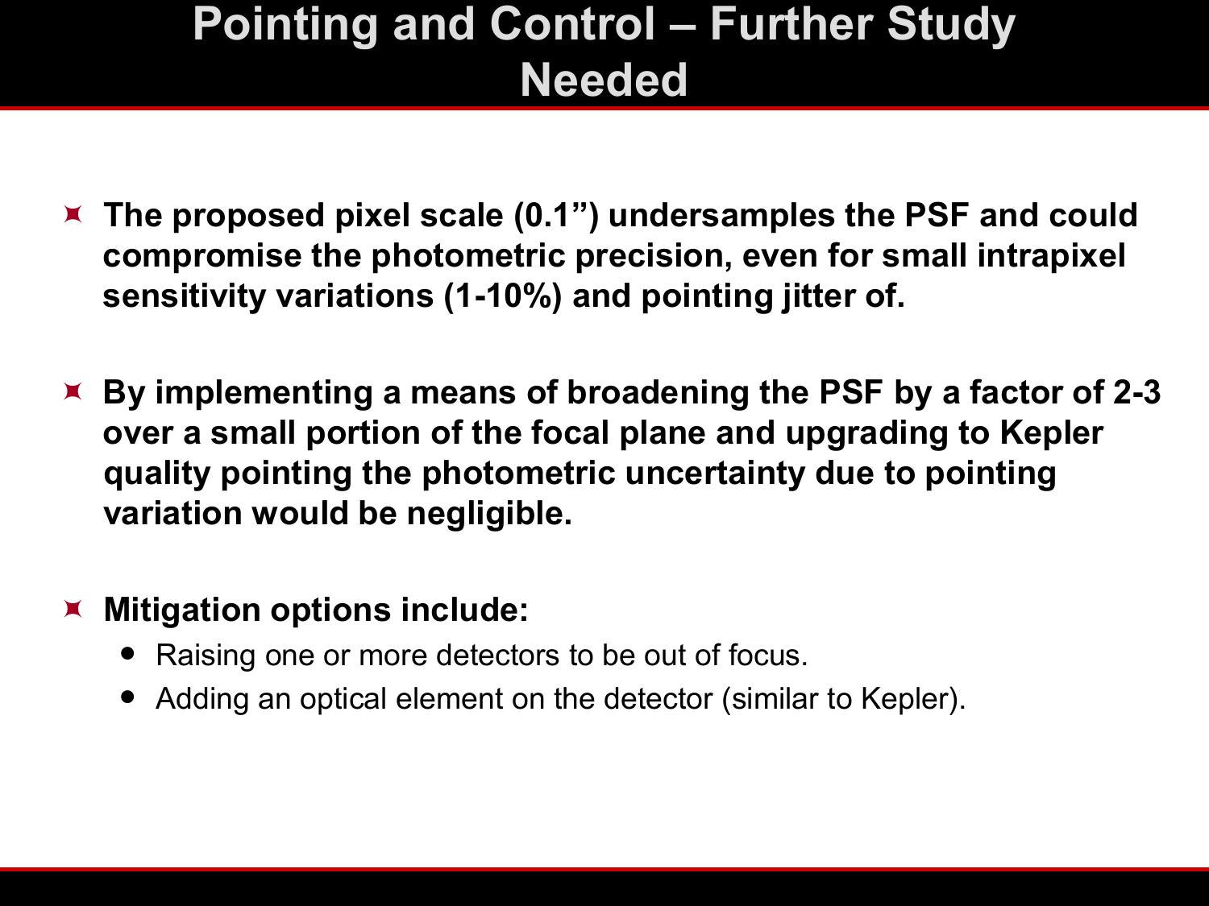# Pointing and Control – Further Study Needed

- **The proposed pixel scale (0.1") undersamples the PSF and could compromise the photometric precision, even for small intrapixel sensitivity variations (1-10%) and pointing jitter of.**

- **By implementing a means of broadening the PSF by a factor of 2-3 over a small portion of the focal plane and upgrading to Kepler quality pointing the photometric uncertainty due to pointing variation would be negligible.**

- **Mitigation options include:**
  - Raising one or more detectors to be out of focus.
  - Adding an optical element on the detector (similar to Kepler).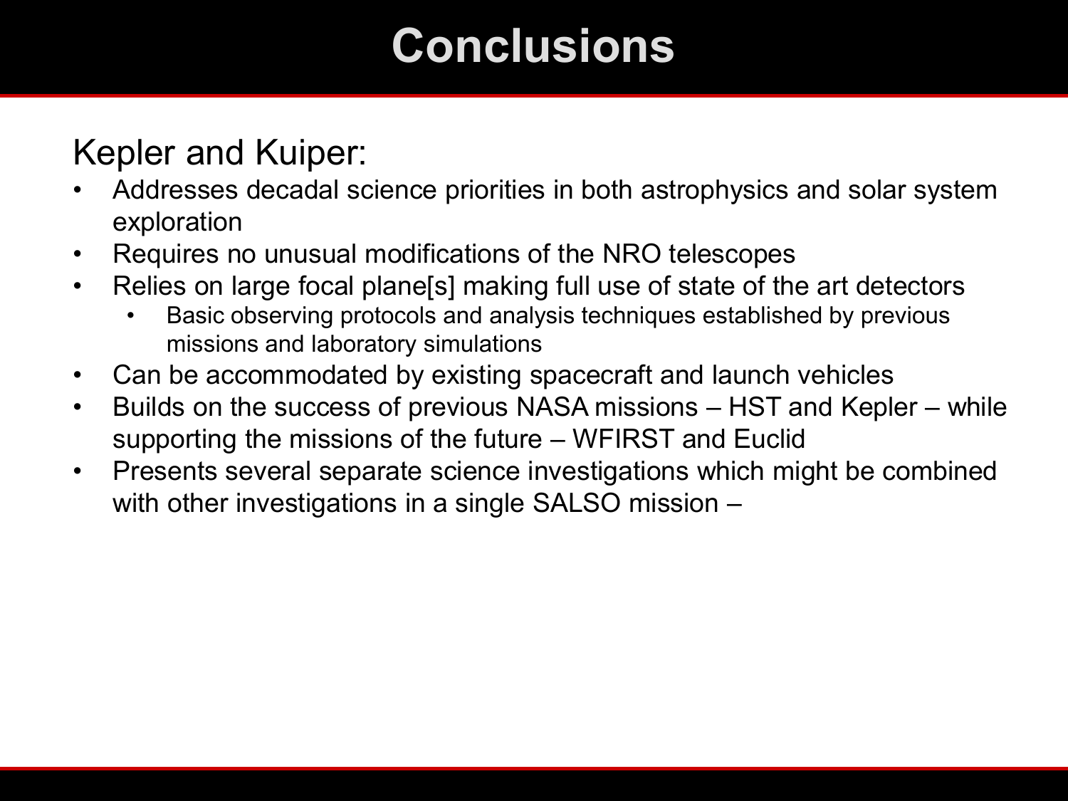# Conclusions

Kepler and Kuiper:

- Addresses decadal science priorities in both astrophysics and solar system exploration
- Requires no unusual modifications of the NRO telescopes
- Relies on large focal plane[s] making full use of state of the art detectors
  - Basic observing protocols and analysis techniques established by previous missions and laboratory simulations
- Can be accommodated by existing spacecraft and launch vehicles
- Builds on the success of previous NASA missions – HST and Kepler – while supporting the missions of the future – WFIRST and Euclid
- Presents several separate science investigations which might be combined with other investigations in a single SALSO mission –